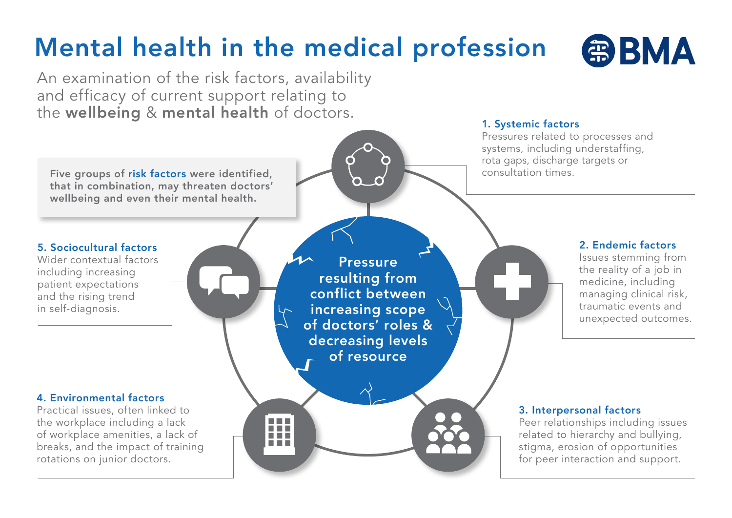# Mental health in the medical profession

BMA

An examination of the risk factors, availability and efficacy of current support relating to the **wellbeing** & **mental health** of doctors.

**Five groups of risk factors were identified, that in combination, may threaten doctors' wellbeing and even their mental health.**

**Pressure resulting from conflict between increasing scope of doctors' roles & decreasing levels of resource**

### 1. Systemic factors

Pressures related to processes and systems, including understaffing, rota gaps, discharge targets or consultation times.

### 2. Endemic factors

Issues stemming from the reality of a job in medicine, including managing clinical risk, traumatic events and unexpected outcomes.

### 3. Interpersonal factors

Peer relationships including issues related to hierarchy and bullying, stigma, erosion of opportunities for peer interaction and support.

### 4. Environmental factors

Practical issues, often linked to the workplace including a lack of workplace amenities, a lack of breaks, and the impact of training rotations on junior doctors.

### 5. Sociocultural factors

Wider contextual factors including increasing patient expectations and the rising trend in self-diagnosis.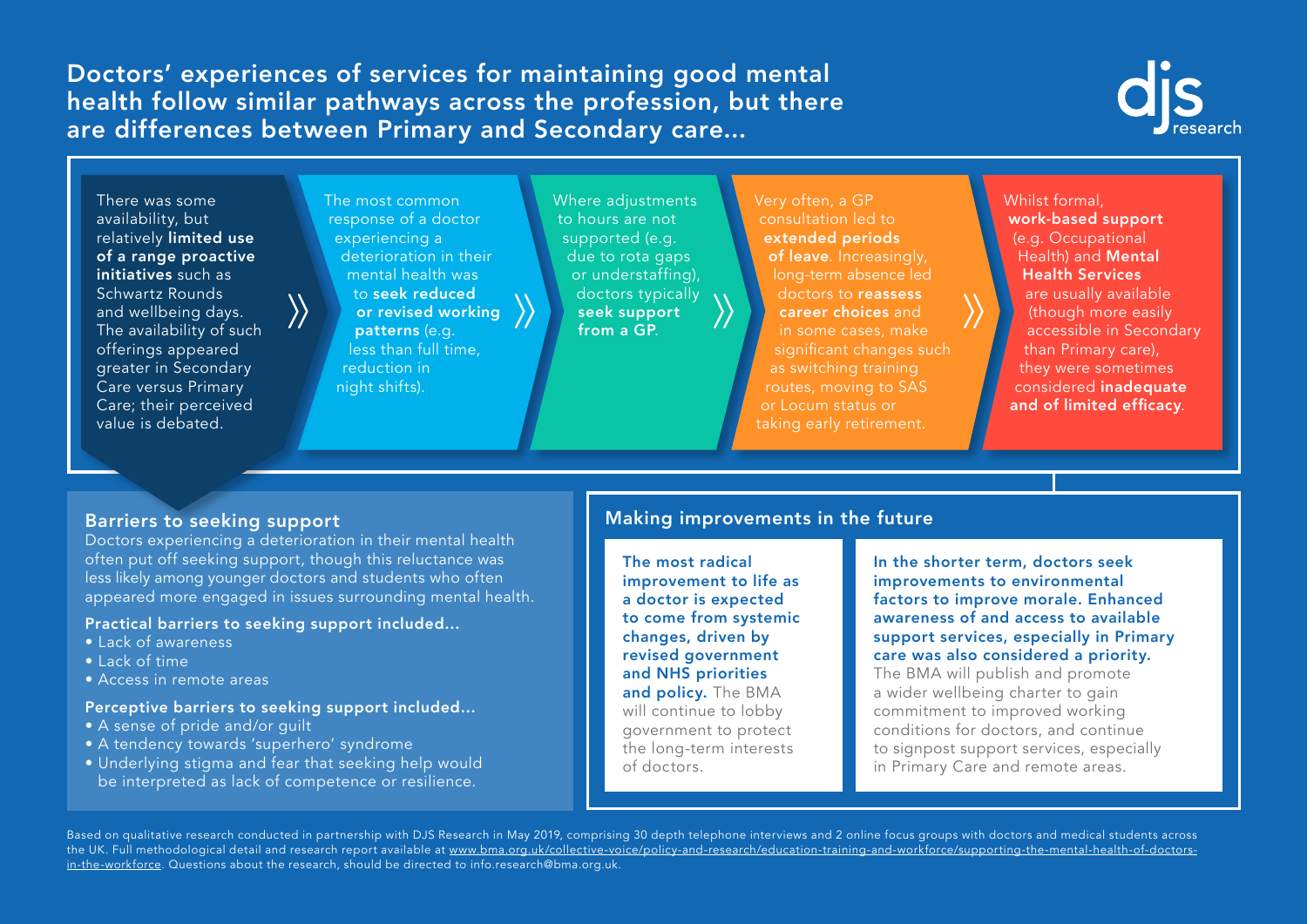# Doctors' experiences of services for maintaining good mental health follow similar pathways across the profession, but there are differences between Primary and Secondary care...

There was some availability, but relatively **limited use of a range proactive initiatives** such as Schwartz Rounds and wellbeing days. The availability of such offerings appeared greater in Secondary Care versus Primary Care; their perceived value is debated.

The most common response of a doctor experiencing a deterioration in their mental health was to **seek reduced or revised working patterns** (e.g. less than full time, reduction in night shifts).

Where adjustments to hours are not supported (e.g. due to rota gaps or understaffing), doctors typically **seek support from a GP**.

Very often, a GP consultation led to **extended periods of leave**. Increasingly, long-term absence led doctors to **reassess career choices** and in some cases, make significant changes such as switching training routes, moving to SAS or Locum status or taking early retirement.

Whilst formal, **work-based support** (e.g. Occupational Health) and **Mental Health Services** are usually available (though more easily accessible in Secondary than Primary care), they were sometimes considered **inadequate and of limited efficacy**.

## Barriers to seeking support

Doctors experiencing a deterioration in their mental health often put off seeking support, though this reluctance was less likely among younger doctors and students who often appeared more engaged in issues surrounding mental health.

**Practical barriers to seeking support included...**

- Lack of awareness
- Lack of time
- Access in remote areas

**Perceptive barriers to seeking support included...**

- A sense of pride and/or guilt
- A tendency towards 'superhero' syndrome
- Underlying stigma and fear that seeking help would be interpreted as lack of competence or resilience.

## Making improvements in the future

**The most radical improvement to life as a doctor is expected to come from systemic changes, driven by revised government and NHS priorities and policy.** The BMA will continue to lobby government to protect the long-term interests of doctors.

**In the shorter term, doctors seek improvements to environmental factors to improve morale. Enhanced awareness of and access to available support services, especially in Primary care was also considered a priority.** The BMA will publish and promote a wider wellbeing charter to gain commitment to improved working conditions for doctors, and continue to signpost support services, especially in Primary Care and remote areas.

Based on qualitative research conducted in partnership with DJS Research in May 2019, comprising 30 depth telephone interviews and 2 online focus groups with doctors and medical students across the UK. Full methodological detail and research report available at www.bma.org.uk/collective-voice/policy-and-research/education-training-and-workforce/supporting-the-mental-health-of-doctors-in-the-workforce. Questions about the research, should be directed to info.research@bma.org.uk.